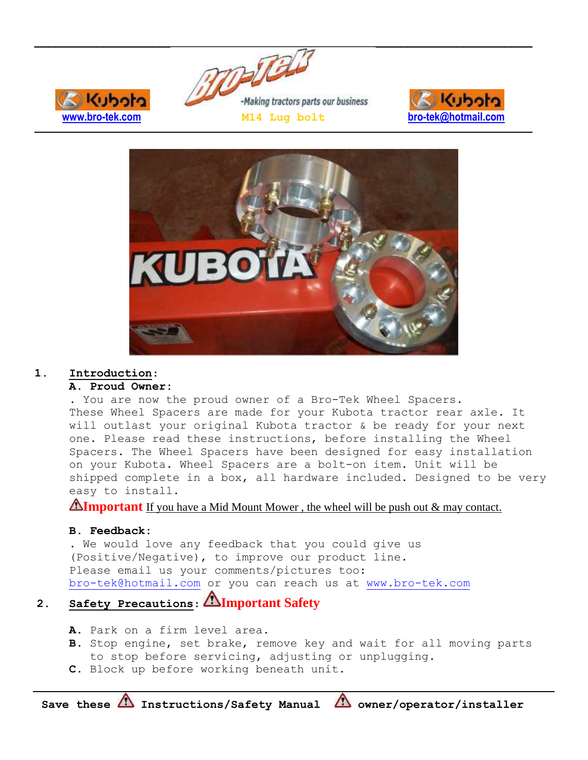www.bro-tek.com

-Making tractors parts our business

M14 Lug bolt

bro-tek@hotmail.com

1. **Introduction**:

   **A. Proud Owner:**

   . You are now the proud owner of a Bro-Tek Wheel Spacers. These Wheel Spacers are made for your Kubota tractor rear axle. It will outlast your original Kubota tractor & be ready for your next one. Please read these instructions, before installing the Wheel Spacers. The Wheel Spacers have been designed for easy installation on your Kubota. Wheel Spacers are a bolt-on item. Unit will be shipped complete in a box, all hardware included. Designed to be very easy to install.

   ⚠**Important** If you have a Mid Mount Mower , the wheel will be push out & may contact.

   **B. Feedback:**

   . We would love any feedback that you could give us (Positive/Negative), to improve our product line. Please email us your comments/pictures too: bro-tek@hotmail.com or you can reach us at www.bro-tek.com

2. **Safety Precautions**: ⚠**Important Safety**

   **A.** Park on a firm level area.
   **B.** Stop engine, set brake, remove key and wait for all moving parts to stop before servicing, adjusting or unplugging.
   **C.** Block up before working beneath unit.

**Save these ⚠ Instructions/Safety Manual ⚠ owner/operator/installer**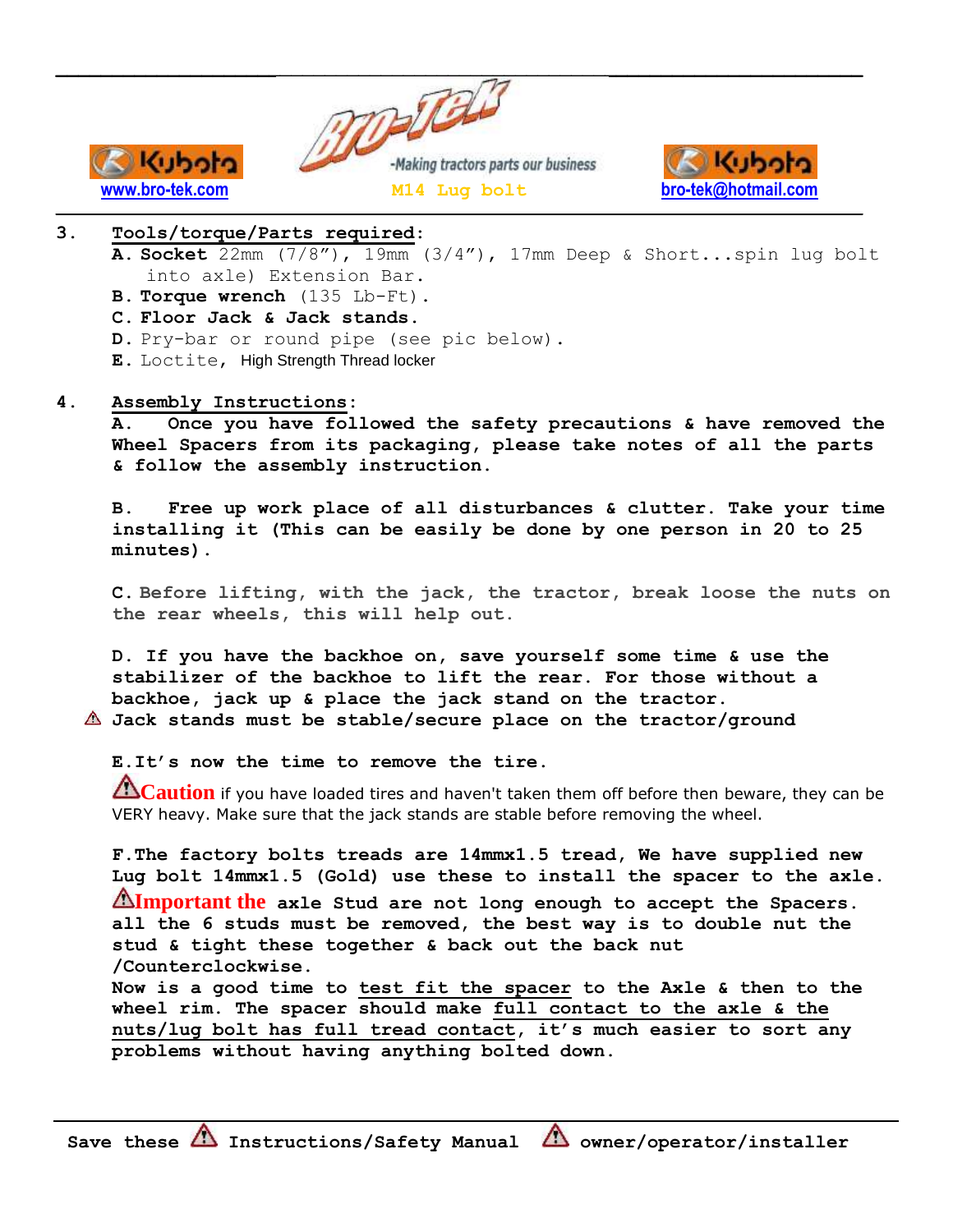3. **Tools/torque/Parts required**:

- **A. Socket** 22mm (7/8"), 19mm (3/4"), 17mm Deep & Short...spin lug bolt into axle) Extension Bar.
- **B. Torque wrench** (135 Lb-Ft).
- **C. Floor Jack & Jack stands.**
- **D.** Pry-bar or round pipe (see pic below).
- **E.** Loctite, High Strength Thread locker

4. **Assembly Instructions**:

**A. Once you have followed the safety precautions & have removed the Wheel Spacers from its packaging, please take notes of all the parts & follow the assembly instruction.**

**B. Free up work place of all disturbances & clutter. Take your time installing it (This can be easily be done by one person in 20 to 25 minutes).**

**C. Before lifting, with the jack, the tractor, break loose the nuts on the rear wheels, this will help out.**

**D. If you have the backhoe on, save yourself some time & use the stabilizer of the backhoe to lift the rear. For those without a backhoe, jack up & place the jack stand on the tractor.**
⚠ **Jack stands must be stable/secure place on the tractor/ground**

**E. It's now the time to remove the tire.**

⚠**Caution** if you have loaded tires and haven't taken them off before then beware, they can be VERY heavy. Make sure that the jack stands are stable before removing the wheel.

**F. The factory bolts treads are 14mmx1.5 tread, We have supplied new Lug bolt 14mmx1.5 (Gold) use these to install the spacer to the axle.**
⚠**Important the axle Stud are not long enough to accept the Spacers. all the 6 studs must be removed, the best way is to double nut the stud & tight these together & back out the back nut /Counterclockwise.**
**Now is a good time to test fit the spacer to the Axle & then to the wheel rim. The spacer should make full contact to the axle & the nuts/lug bolt has full tread contact, it's much easier to sort any problems without having anything bolted down.**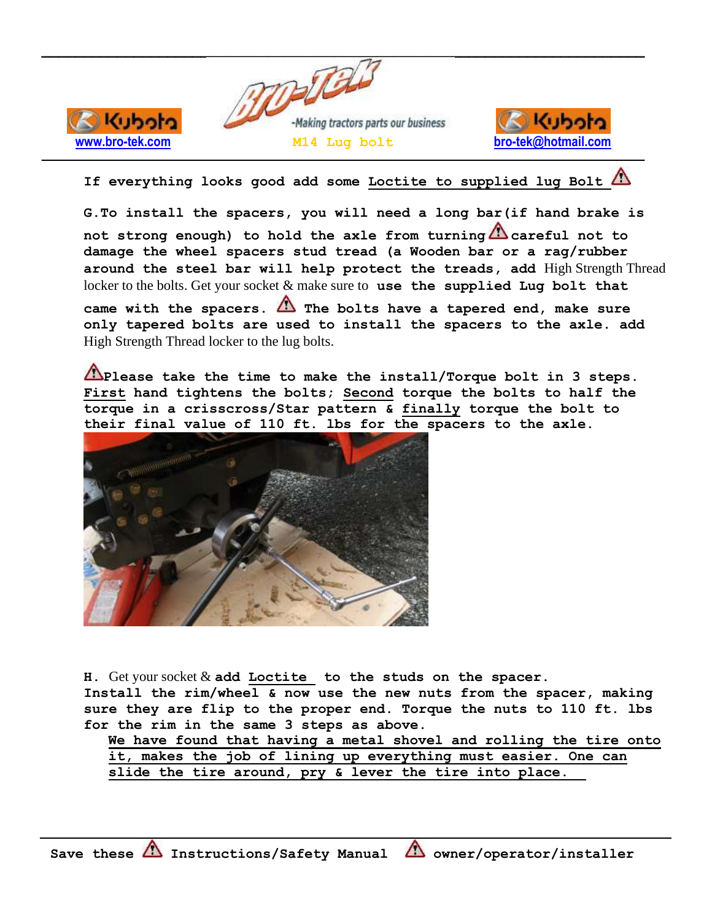If everything looks good add some Loctite to supplied lug Bolt ⚠

G. To install the spacers, you will need a long bar(if hand brake is not strong enough) to hold the axle from turning ⚠ careful not to damage the wheel spacers stud tread (a Wooden bar or a rag/rubber around the steel bar will help protect the treads, add High Strength Thread locker to the bolts. Get your socket & make sure to use the supplied Lug bolt that came with the spacers. ⚠ The bolts have a tapered end, make sure only tapered bolts are used to install the spacers to the axle. add High Strength Thread locker to the lug bolts.

⚠ Please take the time to make the install/Torque bolt in 3 steps. First hand tightens the bolts; Second torque the bolts to half the torque in a crisscross/Star pattern & finally torque the bolt to their final value of 110 ft. lbs for the spacers to the axle.

H. Get your socket & add Loctite to the studs on the spacer. Install the rim/wheel & now use the new nuts from the spacer, making sure they are flip to the proper end. Torque the nuts to 110 ft. lbs for the rim in the same 3 steps as above.

We have found that having a metal shovel and rolling the tire onto it, makes the job of lining up everything must easier. One can slide the tire around, pry & lever the tire into place.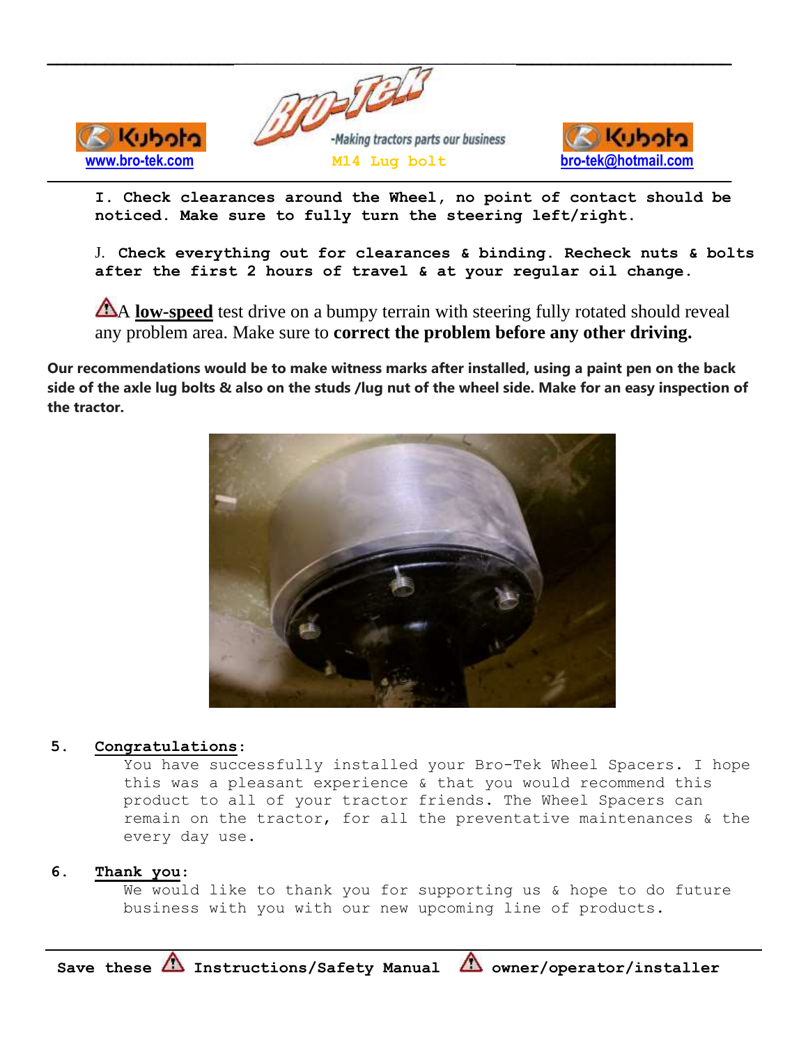I. **Check clearances around the Wheel, no point of contact should be noticed. Make sure to fully turn the steering left/right.**

J. **Check everything out for clearances & binding. Recheck nuts & bolts after the first 2 hours of travel & at your regular oil change.**

⚠A **low-speed** test drive on a bumpy terrain with steering fully rotated should reveal any problem area. Make sure to **correct the problem before any other driving.**

**Our recommendations would be to make witness marks after installed, using a paint pen on the back side of the axle lug bolts & also on the studs /lug nut of the wheel side. Make for an easy inspection of the tractor.**

5. **Congratulations**:
   You have successfully installed your Bro-Tek Wheel Spacers. I hope this was a pleasant experience & that you would recommend this product to all of your tractor friends. The Wheel Spacers can remain on the tractor, for all the preventative maintenances & the every day use.

6. **Thank you**:
   We would like to thank you for supporting us & hope to do future business with you with our new upcoming line of products.

**Save these ⚠ Instructions/Safety Manual ⚠ owner/operator/installer**